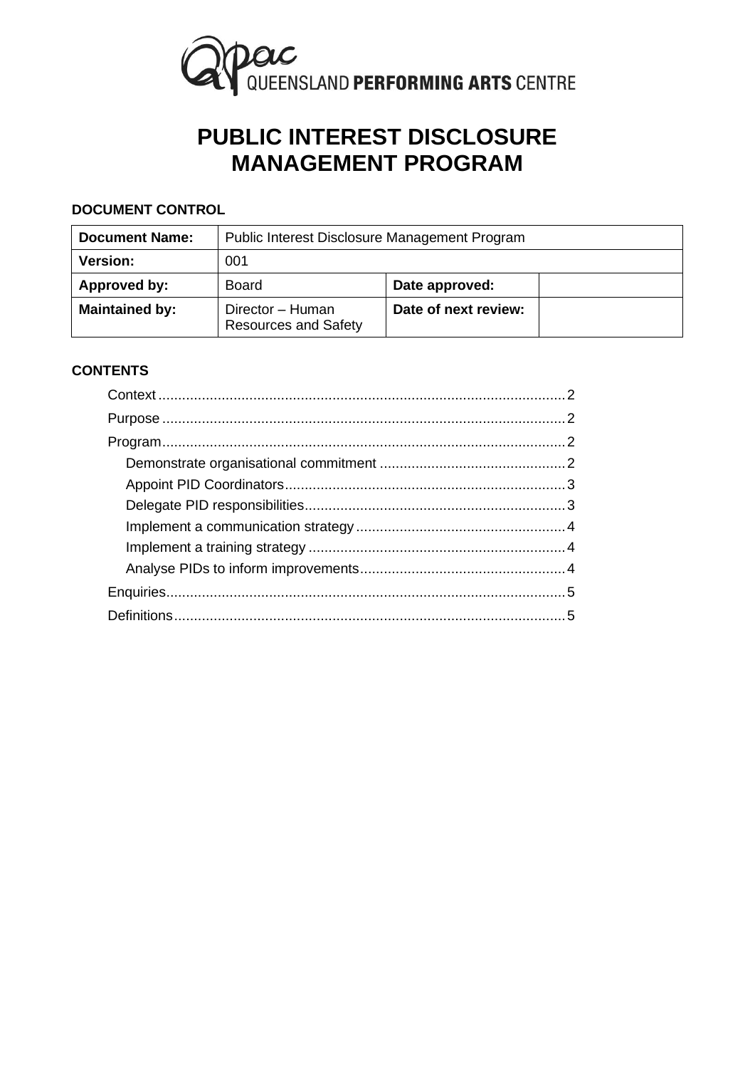QPAC QUEENSLAND PERFORMING ARTS CENTRE

# PUBLIC INTEREST DISCLOSURE MANAGEMENT PROGRAM

**DOCUMENT CONTROL**

| **Document Name:** | Public Interest Disclosure Management Program | | |
|---|---|---|---|
| **Version:** | 001 | | |
| **Approved by:** | Board | **Date approved:** | |
| **Maintained by:** | Director – Human Resources and Safety | **Date of next review:** | |

**CONTENTS**

- Context .......... 2
- Purpose .......... 2
- Program .......... 2
  - Demonstrate organisational commitment .......... 2
  - Appoint PID Coordinators .......... 3
  - Delegate PID responsibilities .......... 3
  - Implement a communication strategy .......... 4
  - Implement a training strategy .......... 4
  - Analyse PIDs to inform improvements .......... 4
- Enquiries .......... 5
- Definitions .......... 5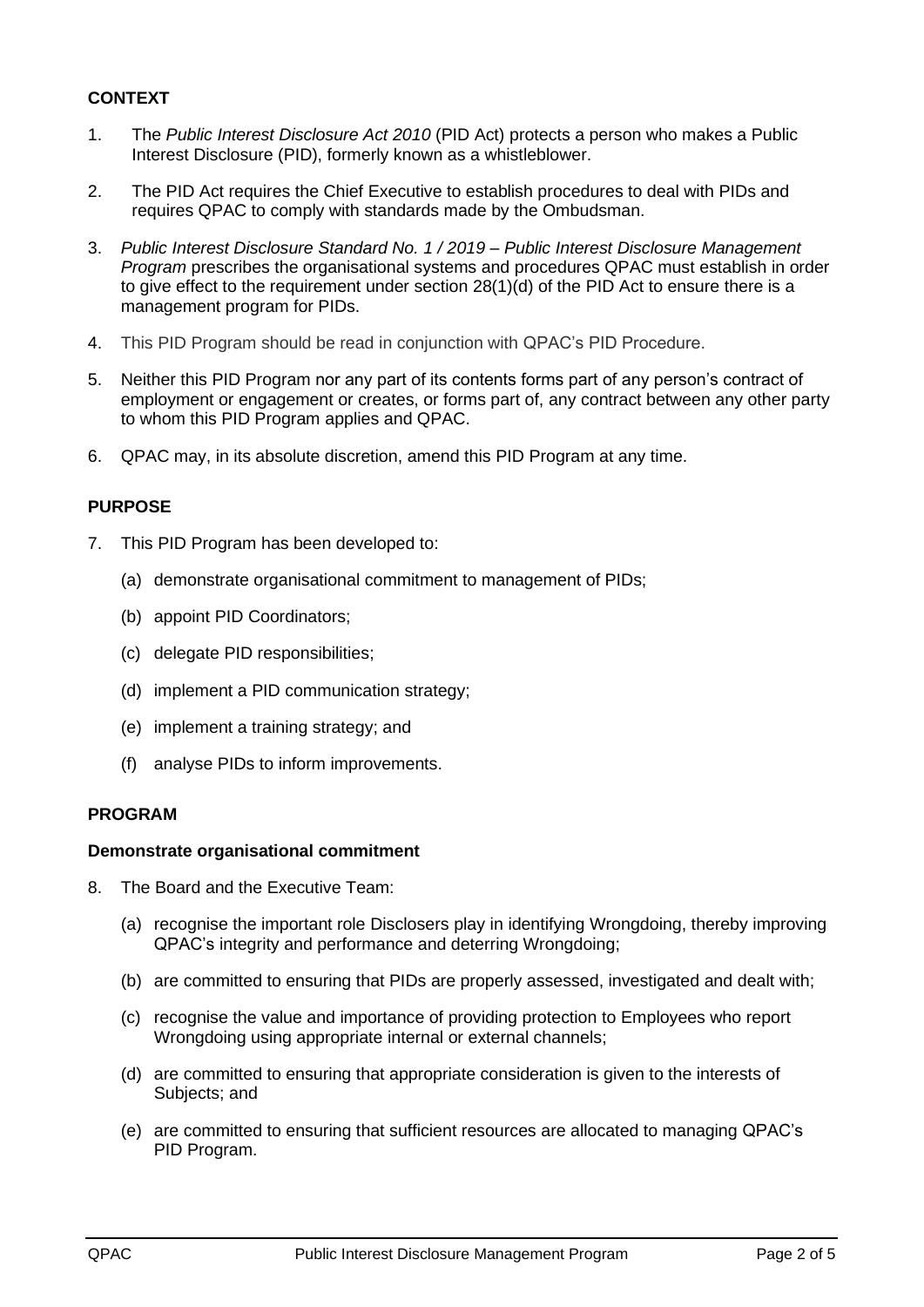## CONTEXT

1. The *Public Interest Disclosure Act 2010* (PID Act) protects a person who makes a Public Interest Disclosure (PID), formerly known as a whistleblower.

2. The PID Act requires the Chief Executive to establish procedures to deal with PIDs and requires QPAC to comply with standards made by the Ombudsman.

3. *Public Interest Disclosure Standard No. 1 / 2019 – Public Interest Disclosure Management Program* prescribes the organisational systems and procedures QPAC must establish in order to give effect to the requirement under section 28(1)(d) of the PID Act to ensure there is a management program for PIDs.

4. This PID Program should be read in conjunction with QPAC's PID Procedure.

5. Neither this PID Program nor any part of its contents forms part of any person's contract of employment or engagement or creates, or forms part of, any contract between any other party to whom this PID Program applies and QPAC.

6. QPAC may, in its absolute discretion, amend this PID Program at any time.

## PURPOSE

7. This PID Program has been developed to:

   (a) demonstrate organisational commitment to management of PIDs;

   (b) appoint PID Coordinators;

   (c) delegate PID responsibilities;

   (d) implement a PID communication strategy;

   (e) implement a training strategy; and

   (f) analyse PIDs to inform improvements.

## PROGRAM

### Demonstrate organisational commitment

8. The Board and the Executive Team:

   (a) recognise the important role Disclosers play in identifying Wrongdoing, thereby improving QPAC's integrity and performance and deterring Wrongdoing;

   (b) are committed to ensuring that PIDs are properly assessed, investigated and dealt with;

   (c) recognise the value and importance of providing protection to Employees who report Wrongdoing using appropriate internal or external channels;

   (d) are committed to ensuring that appropriate consideration is given to the interests of Subjects; and

   (e) are committed to ensuring that sufficient resources are allocated to managing QPAC's PID Program.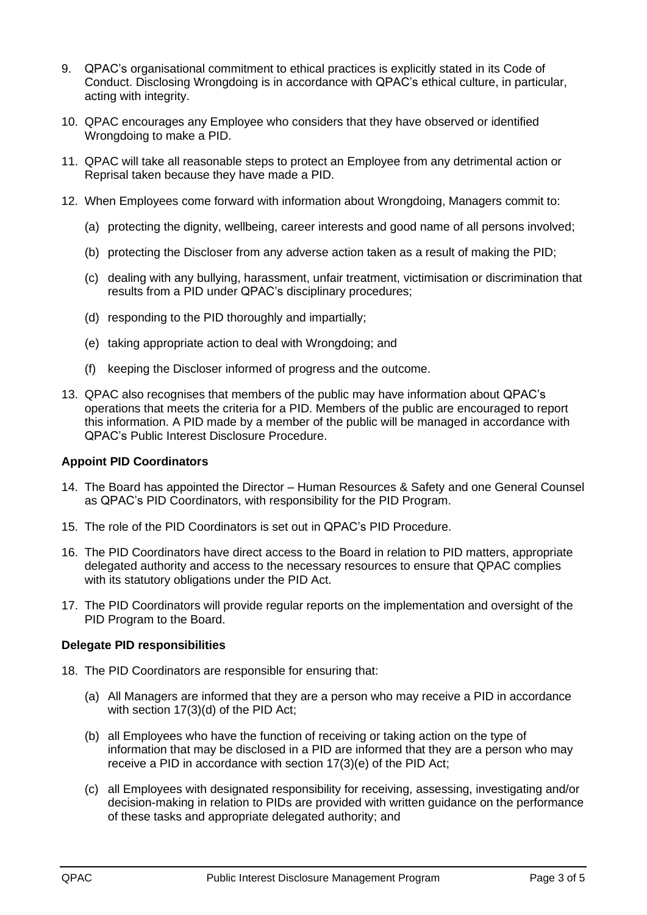9. QPAC's organisational commitment to ethical practices is explicitly stated in its Code of Conduct. Disclosing Wrongdoing is in accordance with QPAC's ethical culture, in particular, acting with integrity.

10. QPAC encourages any Employee who considers that they have observed or identified Wrongdoing to make a PID.

11. QPAC will take all reasonable steps to protect an Employee from any detrimental action or Reprisal taken because they have made a PID.

12. When Employees come forward with information about Wrongdoing, Managers commit to:

    (a) protecting the dignity, wellbeing, career interests and good name of all persons involved;

    (b) protecting the Discloser from any adverse action taken as a result of making the PID;

    (c) dealing with any bullying, harassment, unfair treatment, victimisation or discrimination that results from a PID under QPAC's disciplinary procedures;

    (d) responding to the PID thoroughly and impartially;

    (e) taking appropriate action to deal with Wrongdoing; and

    (f) keeping the Discloser informed of progress and the outcome.

13. QPAC also recognises that members of the public may have information about QPAC's operations that meets the criteria for a PID. Members of the public are encouraged to report this information. A PID made by a member of the public will be managed in accordance with QPAC's Public Interest Disclosure Procedure.

**Appoint PID Coordinators**

14. The Board has appointed the Director – Human Resources & Safety and one General Counsel as QPAC's PID Coordinators, with responsibility for the PID Program.

15. The role of the PID Coordinators is set out in QPAC's PID Procedure.

16. The PID Coordinators have direct access to the Board in relation to PID matters, appropriate delegated authority and access to the necessary resources to ensure that QPAC complies with its statutory obligations under the PID Act.

17. The PID Coordinators will provide regular reports on the implementation and oversight of the PID Program to the Board.

**Delegate PID responsibilities**

18. The PID Coordinators are responsible for ensuring that:

    (a) All Managers are informed that they are a person who may receive a PID in accordance with section 17(3)(d) of the PID Act;

    (b) all Employees who have the function of receiving or taking action on the type of information that may be disclosed in a PID are informed that they are a person who may receive a PID in accordance with section 17(3)(e) of the PID Act;

    (c) all Employees with designated responsibility for receiving, assessing, investigating and/or decision-making in relation to PIDs are provided with written guidance on the performance of these tasks and appropriate delegated authority; and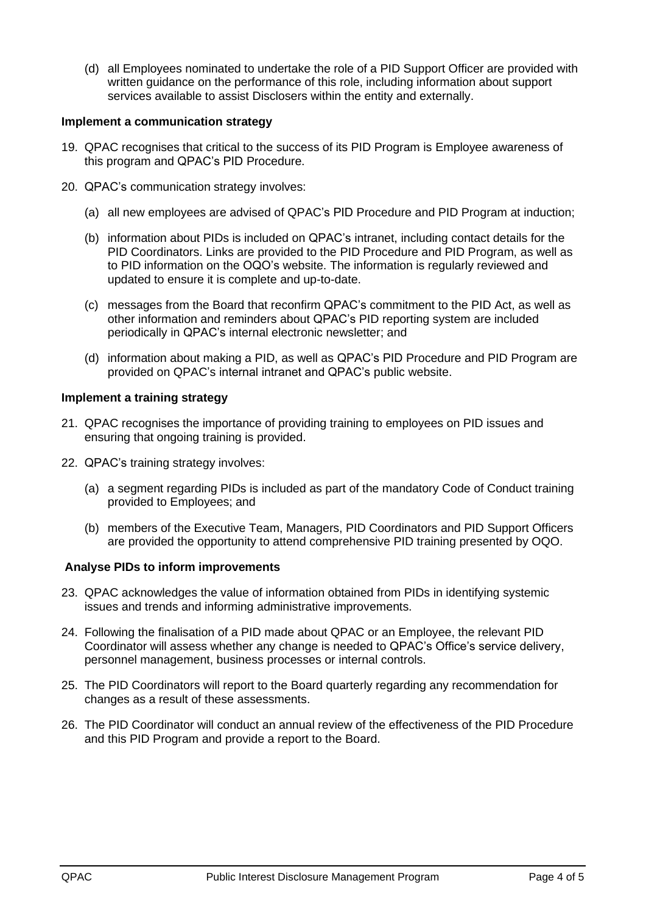(d) all Employees nominated to undertake the role of a PID Support Officer are provided with written guidance on the performance of this role, including information about support services available to assist Disclosers within the entity and externally.

**Implement a communication strategy**

19. QPAC recognises that critical to the success of its PID Program is Employee awareness of this program and QPAC's PID Procedure.

20. QPAC's communication strategy involves:

    (a) all new employees are advised of QPAC's PID Procedure and PID Program at induction;

    (b) information about PIDs is included on QPAC's intranet, including contact details for the PID Coordinators. Links are provided to the PID Procedure and PID Program, as well as to PID information on the OQO's website. The information is regularly reviewed and updated to ensure it is complete and up-to-date.

    (c) messages from the Board that reconfirm QPAC's commitment to the PID Act, as well as other information and reminders about QPAC's PID reporting system are included periodically in QPAC's internal electronic newsletter; and

    (d) information about making a PID, as well as QPAC's PID Procedure and PID Program are provided on QPAC's internal intranet and QPAC's public website.

**Implement a training strategy**

21. QPAC recognises the importance of providing training to employees on PID issues and ensuring that ongoing training is provided.

22. QPAC's training strategy involves:

    (a) a segment regarding PIDs is included as part of the mandatory Code of Conduct training provided to Employees; and

    (b) members of the Executive Team, Managers, PID Coordinators and PID Support Officers are provided the opportunity to attend comprehensive PID training presented by OQO.

**Analyse PIDs to inform improvements**

23. QPAC acknowledges the value of information obtained from PIDs in identifying systemic issues and trends and informing administrative improvements.

24. Following the finalisation of a PID made about QPAC or an Employee, the relevant PID Coordinator will assess whether any change is needed to QPAC's Office's service delivery, personnel management, business processes or internal controls.

25. The PID Coordinators will report to the Board quarterly regarding any recommendation for changes as a result of these assessments.

26. The PID Coordinator will conduct an annual review of the effectiveness of the PID Procedure and this PID Program and provide a report to the Board.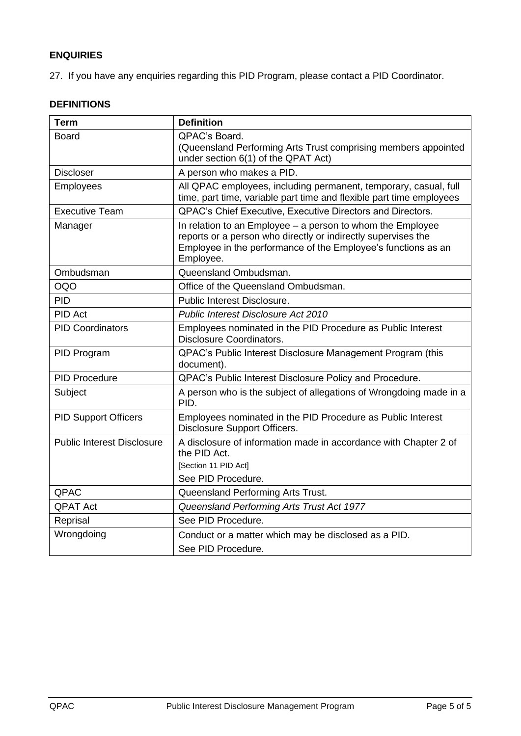## ENQUIRIES

27. If you have any enquiries regarding this PID Program, please contact a PID Coordinator.

## DEFINITIONS

| Term | Definition |
|---|---|
| Board | QPAC's Board.<br>(Queensland Performing Arts Trust comprising members appointed under section 6(1) of the QPAT Act) |
| Discloser | A person who makes a PID. |
| Employees | All QPAC employees, including permanent, temporary, casual, full time, part time, variable part time and flexible part time employees |
| Executive Team | QPAC's Chief Executive, Executive Directors and Directors. |
| Manager | In relation to an Employee – a person to whom the Employee reports or a person who directly or indirectly supervises the Employee in the performance of the Employee's functions as an Employee. |
| Ombudsman | Queensland Ombudsman. |
| OQO | Office of the Queensland Ombudsman. |
| PID | Public Interest Disclosure. |
| PID Act | *Public Interest Disclosure Act 2010* |
| PID Coordinators | Employees nominated in the PID Procedure as Public Interest Disclosure Coordinators. |
| PID Program | QPAC's Public Interest Disclosure Management Program (this document). |
| PID Procedure | QPAC's Public Interest Disclosure Policy and Procedure. |
| Subject | A person who is the subject of allegations of Wrongdoing made in a PID. |
| PID Support Officers | Employees nominated in the PID Procedure as Public Interest Disclosure Support Officers. |
| Public Interest Disclosure | A disclosure of information made in accordance with Chapter 2 of the PID Act.<br>[Section 11 PID Act]<br>See PID Procedure. |
| QPAC | Queensland Performing Arts Trust. |
| QPAT Act | *Queensland Performing Arts Trust Act 1977* |
| Reprisal | See PID Procedure. |
| Wrongdoing | Conduct or a matter which may be disclosed as a PID.<br>See PID Procedure. |